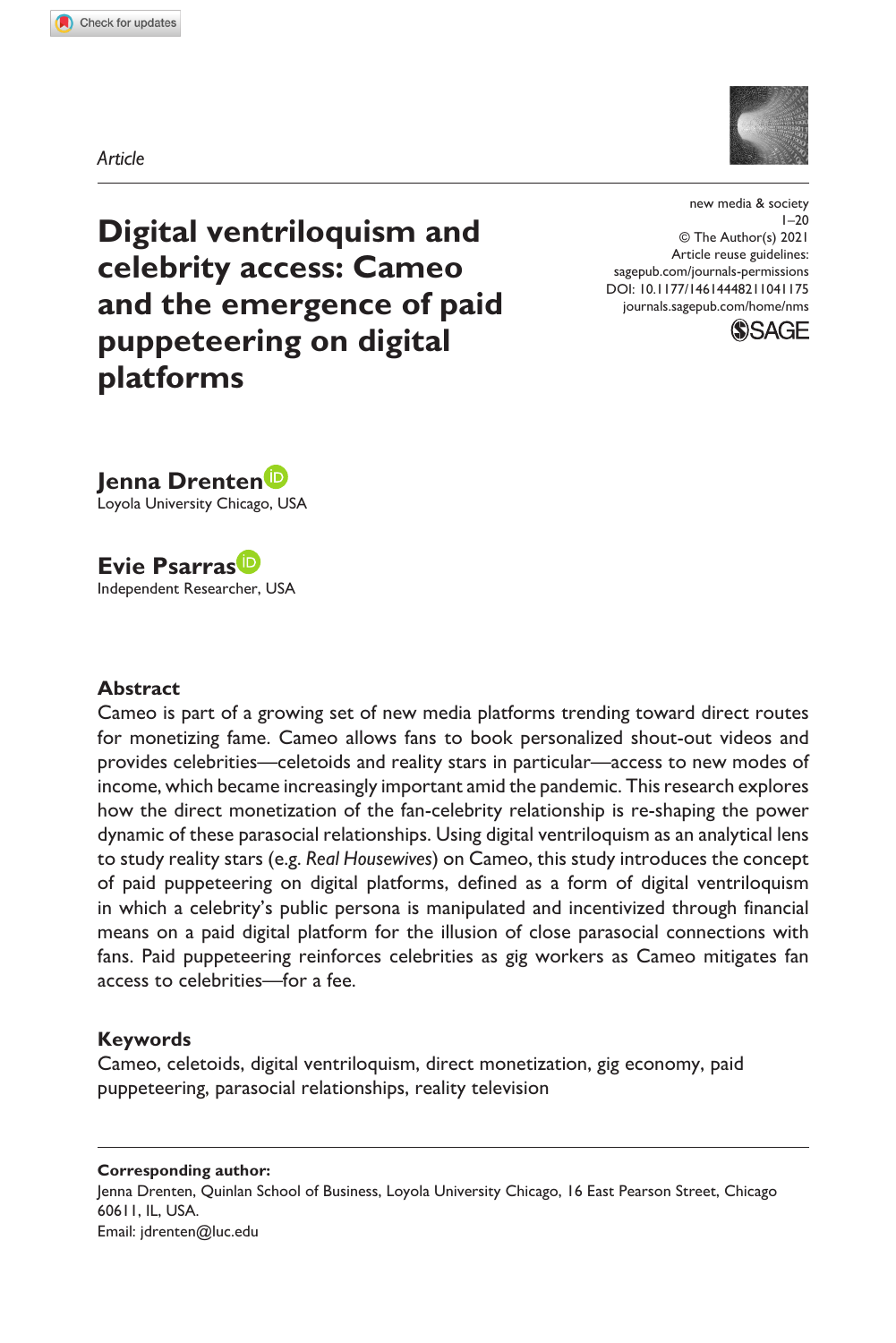*Article*

# Digital ventriloquism and celebrity access: Cameo and the emergence of paid puppeteering on digital platforms

new media & society

© The Author(s) 2021

Article reuse guidelines: sagepub.com/journals-permissions

DOI: 10.1177/14614448211041175

journals.sagepub.com/home/nms

**Jenna Drenten**
Loyola University Chicago, USA

**Evie Psarras**
Independent Researcher, USA

## Abstract

Cameo is part of a growing set of new media platforms trending toward direct routes for monetizing fame. Cameo allows fans to book personalized shout-out videos and provides celebrities—celetoids and reality stars in particular—access to new modes of income, which became increasingly important amid the pandemic. This research explores how the direct monetization of the fan-celebrity relationship is re-shaping the power dynamic of these parasocial relationships. Using digital ventriloquism as an analytical lens to study reality stars (e.g. *Real Housewives*) on Cameo, this study introduces the concept of paid puppeteering on digital platforms, defined as a form of digital ventriloquism in which a celebrity's public persona is manipulated and incentivized through financial means on a paid digital platform for the illusion of close parasocial connections with fans. Paid puppeteering reinforces celebrities as gig workers as Cameo mitigates fan access to celebrities—for a fee.

## Keywords

Cameo, celetoids, digital ventriloquism, direct monetization, gig economy, paid puppeteering, parasocial relationships, reality television

**Corresponding author:**
Jenna Drenten, Quinlan School of Business, Loyola University Chicago, 16 East Pearson Street, Chicago 60611, IL, USA.
Email: jdrenten@luc.edu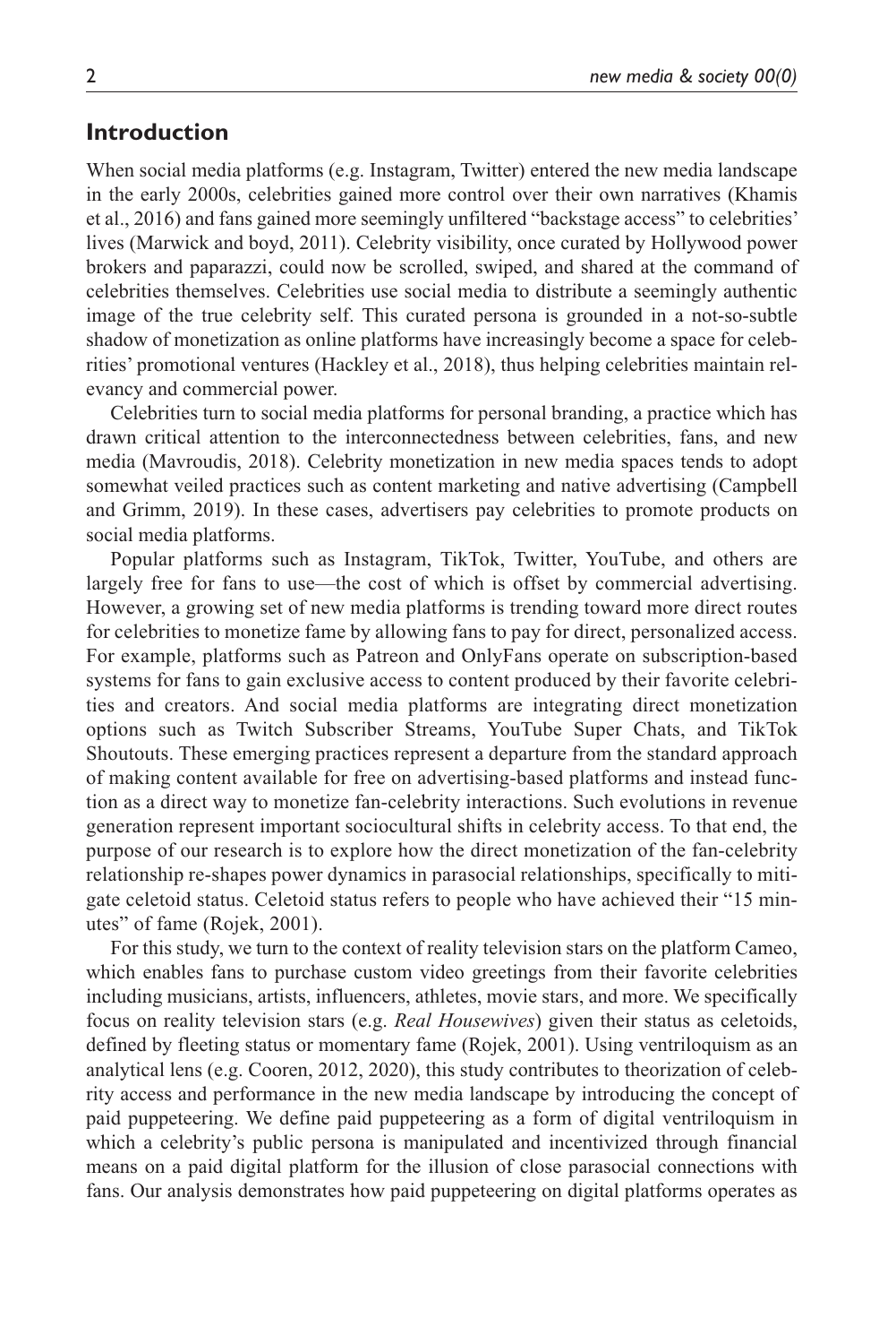## Introduction

When social media platforms (e.g. Instagram, Twitter) entered the new media landscape in the early 2000s, celebrities gained more control over their own narratives (Khamis et al., 2016) and fans gained more seemingly unfiltered "backstage access" to celebrities' lives (Marwick and boyd, 2011). Celebrity visibility, once curated by Hollywood power brokers and paparazzi, could now be scrolled, swiped, and shared at the command of celebrities themselves. Celebrities use social media to distribute a seemingly authentic image of the true celebrity self. This curated persona is grounded in a not-so-subtle shadow of monetization as online platforms have increasingly become a space for celebrities' promotional ventures (Hackley et al., 2018), thus helping celebrities maintain relevancy and commercial power.

Celebrities turn to social media platforms for personal branding, a practice which has drawn critical attention to the interconnectedness between celebrities, fans, and new media (Mavroudis, 2018). Celebrity monetization in new media spaces tends to adopt somewhat veiled practices such as content marketing and native advertising (Campbell and Grimm, 2019). In these cases, advertisers pay celebrities to promote products on social media platforms.

Popular platforms such as Instagram, TikTok, Twitter, YouTube, and others are largely free for fans to use—the cost of which is offset by commercial advertising. However, a growing set of new media platforms is trending toward more direct routes for celebrities to monetize fame by allowing fans to pay for direct, personalized access. For example, platforms such as Patreon and OnlyFans operate on subscription-based systems for fans to gain exclusive access to content produced by their favorite celebrities and creators. And social media platforms are integrating direct monetization options such as Twitch Subscriber Streams, YouTube Super Chats, and TikTok Shoutouts. These emerging practices represent a departure from the standard approach of making content available for free on advertising-based platforms and instead function as a direct way to monetize fan-celebrity interactions. Such evolutions in revenue generation represent important sociocultural shifts in celebrity access. To that end, the purpose of our research is to explore how the direct monetization of the fan-celebrity relationship re-shapes power dynamics in parasocial relationships, specifically to mitigate celetoid status. Celetoid status refers to people who have achieved their "15 minutes" of fame (Rojek, 2001).

For this study, we turn to the context of reality television stars on the platform Cameo, which enables fans to purchase custom video greetings from their favorite celebrities including musicians, artists, influencers, athletes, movie stars, and more. We specifically focus on reality television stars (e.g. *Real Housewives*) given their status as celetoids, defined by fleeting status or momentary fame (Rojek, 2001). Using ventriloquism as an analytical lens (e.g. Cooren, 2012, 2020), this study contributes to theorization of celebrity access and performance in the new media landscape by introducing the concept of paid puppeteering. We define paid puppeteering as a form of digital ventriloquism in which a celebrity's public persona is manipulated and incentivized through financial means on a paid digital platform for the illusion of close parasocial connections with fans. Our analysis demonstrates how paid puppeteering on digital platforms operates as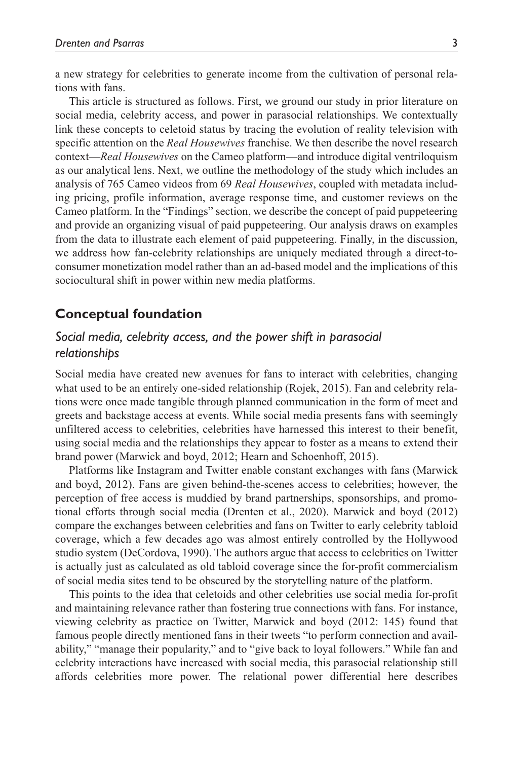a new strategy for celebrities to generate income from the cultivation of personal relations with fans.

This article is structured as follows. First, we ground our study in prior literature on social media, celebrity access, and power in parasocial relationships. We contextually link these concepts to celetoid status by tracing the evolution of reality television with specific attention on the *Real Housewives* franchise. We then describe the novel research context—*Real Housewives* on the Cameo platform—and introduce digital ventriloquism as our analytical lens. Next, we outline the methodology of the study which includes an analysis of 765 Cameo videos from 69 *Real Housewives*, coupled with metadata including pricing, profile information, average response time, and customer reviews on the Cameo platform. In the "Findings" section, we describe the concept of paid puppeteering and provide an organizing visual of paid puppeteering. Our analysis draws on examples from the data to illustrate each element of paid puppeteering. Finally, in the discussion, we address how fan-celebrity relationships are uniquely mediated through a direct-to-consumer monetization model rather than an ad-based model and the implications of this sociocultural shift in power within new media platforms.

## Conceptual foundation

### *Social media, celebrity access, and the power shift in parasocial relationships*

Social media have created new avenues for fans to interact with celebrities, changing what used to be an entirely one-sided relationship (Rojek, 2015). Fan and celebrity relations were once made tangible through planned communication in the form of meet and greets and backstage access at events. While social media presents fans with seemingly unfiltered access to celebrities, celebrities have harnessed this interest to their benefit, using social media and the relationships they appear to foster as a means to extend their brand power (Marwick and boyd, 2012; Hearn and Schoenhoff, 2015).

Platforms like Instagram and Twitter enable constant exchanges with fans (Marwick and boyd, 2012). Fans are given behind-the-scenes access to celebrities; however, the perception of free access is muddied by brand partnerships, sponsorships, and promotional efforts through social media (Drenten et al., 2020). Marwick and boyd (2012) compare the exchanges between celebrities and fans on Twitter to early celebrity tabloid coverage, which a few decades ago was almost entirely controlled by the Hollywood studio system (DeCordova, 1990). The authors argue that access to celebrities on Twitter is actually just as calculated as old tabloid coverage since the for-profit commercialism of social media sites tend to be obscured by the storytelling nature of the platform.

This points to the idea that celetoids and other celebrities use social media for-profit and maintaining relevance rather than fostering true connections with fans. For instance, viewing celebrity as practice on Twitter, Marwick and boyd (2012: 145) found that famous people directly mentioned fans in their tweets "to perform connection and availability," "manage their popularity," and to "give back to loyal followers." While fan and celebrity interactions have increased with social media, this parasocial relationship still affords celebrities more power. The relational power differential here describes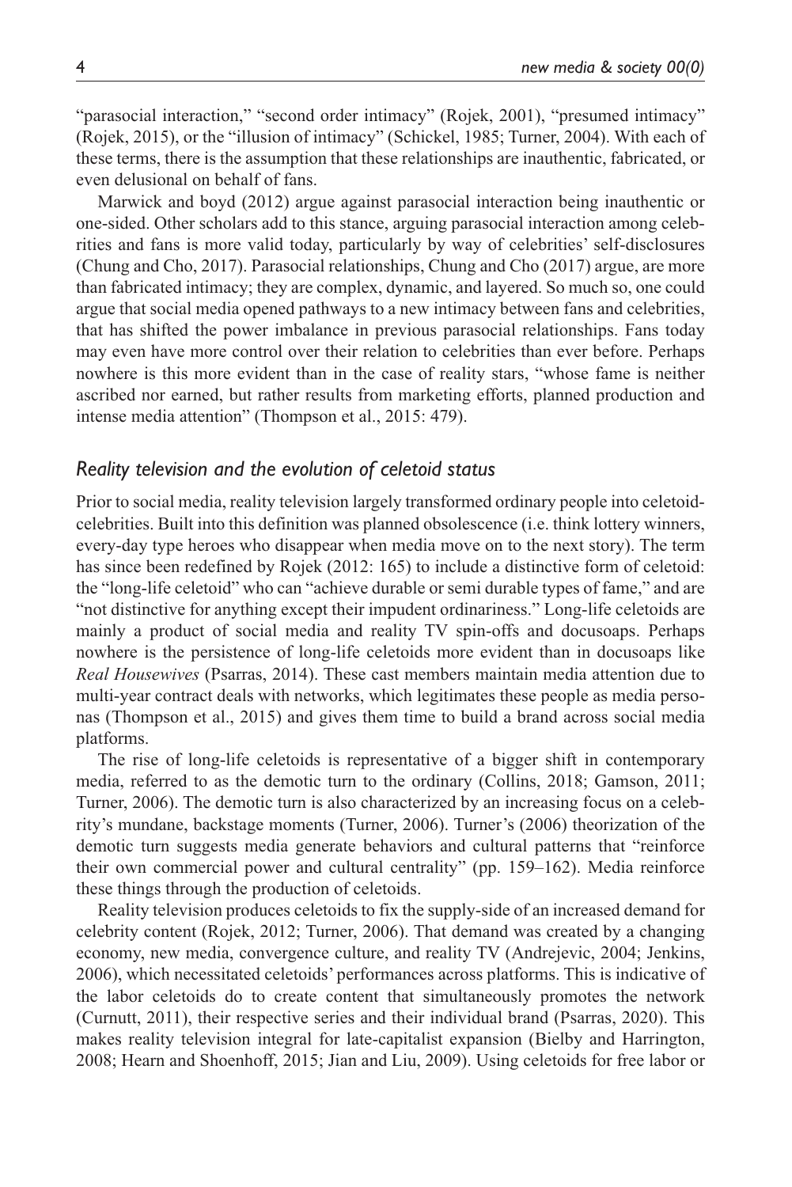"parasocial interaction," "second order intimacy" (Rojek, 2001), "presumed intimacy" (Rojek, 2015), or the "illusion of intimacy" (Schickel, 1985; Turner, 2004). With each of these terms, there is the assumption that these relationships are inauthentic, fabricated, or even delusional on behalf of fans.

Marwick and boyd (2012) argue against parasocial interaction being inauthentic or one-sided. Other scholars add to this stance, arguing parasocial interaction among celebrities and fans is more valid today, particularly by way of celebrities' self-disclosures (Chung and Cho, 2017). Parasocial relationships, Chung and Cho (2017) argue, are more than fabricated intimacy; they are complex, dynamic, and layered. So much so, one could argue that social media opened pathways to a new intimacy between fans and celebrities, that has shifted the power imbalance in previous parasocial relationships. Fans today may even have more control over their relation to celebrities than ever before. Perhaps nowhere is this more evident than in the case of reality stars, "whose fame is neither ascribed nor earned, but rather results from marketing efforts, planned production and intense media attention" (Thompson et al., 2015: 479).

### *Reality television and the evolution of celetoid status*

Prior to social media, reality television largely transformed ordinary people into celetoid-celebrities. Built into this definition was planned obsolescence (i.e. think lottery winners, every-day type heroes who disappear when media move on to the next story). The term has since been redefined by Rojek (2012: 165) to include a distinctive form of celetoid: the "long-life celetoid" who can "achieve durable or semi durable types of fame," and are "not distinctive for anything except their impudent ordinariness." Long-life celetoids are mainly a product of social media and reality TV spin-offs and docusoaps. Perhaps nowhere is the persistence of long-life celetoids more evident than in docusoaps like *Real Housewives* (Psarras, 2014). These cast members maintain media attention due to multi-year contract deals with networks, which legitimates these people as media personas (Thompson et al., 2015) and gives them time to build a brand across social media platforms.

The rise of long-life celetoids is representative of a bigger shift in contemporary media, referred to as the demotic turn to the ordinary (Collins, 2018; Gamson, 2011; Turner, 2006). The demotic turn is also characterized by an increasing focus on a celebrity's mundane, backstage moments (Turner, 2006). Turner's (2006) theorization of the demotic turn suggests media generate behaviors and cultural patterns that "reinforce their own commercial power and cultural centrality" (pp. 159–162). Media reinforce these things through the production of celetoids.

Reality television produces celetoids to fix the supply-side of an increased demand for celebrity content (Rojek, 2012; Turner, 2006). That demand was created by a changing economy, new media, convergence culture, and reality TV (Andrejevic, 2004; Jenkins, 2006), which necessitated celetoids' performances across platforms. This is indicative of the labor celetoids do to create content that simultaneously promotes the network (Curnutt, 2011), their respective series and their individual brand (Psarras, 2020). This makes reality television integral for late-capitalist expansion (Bielby and Harrington, 2008; Hearn and Shoenhoff, 2015; Jian and Liu, 2009). Using celetoids for free labor or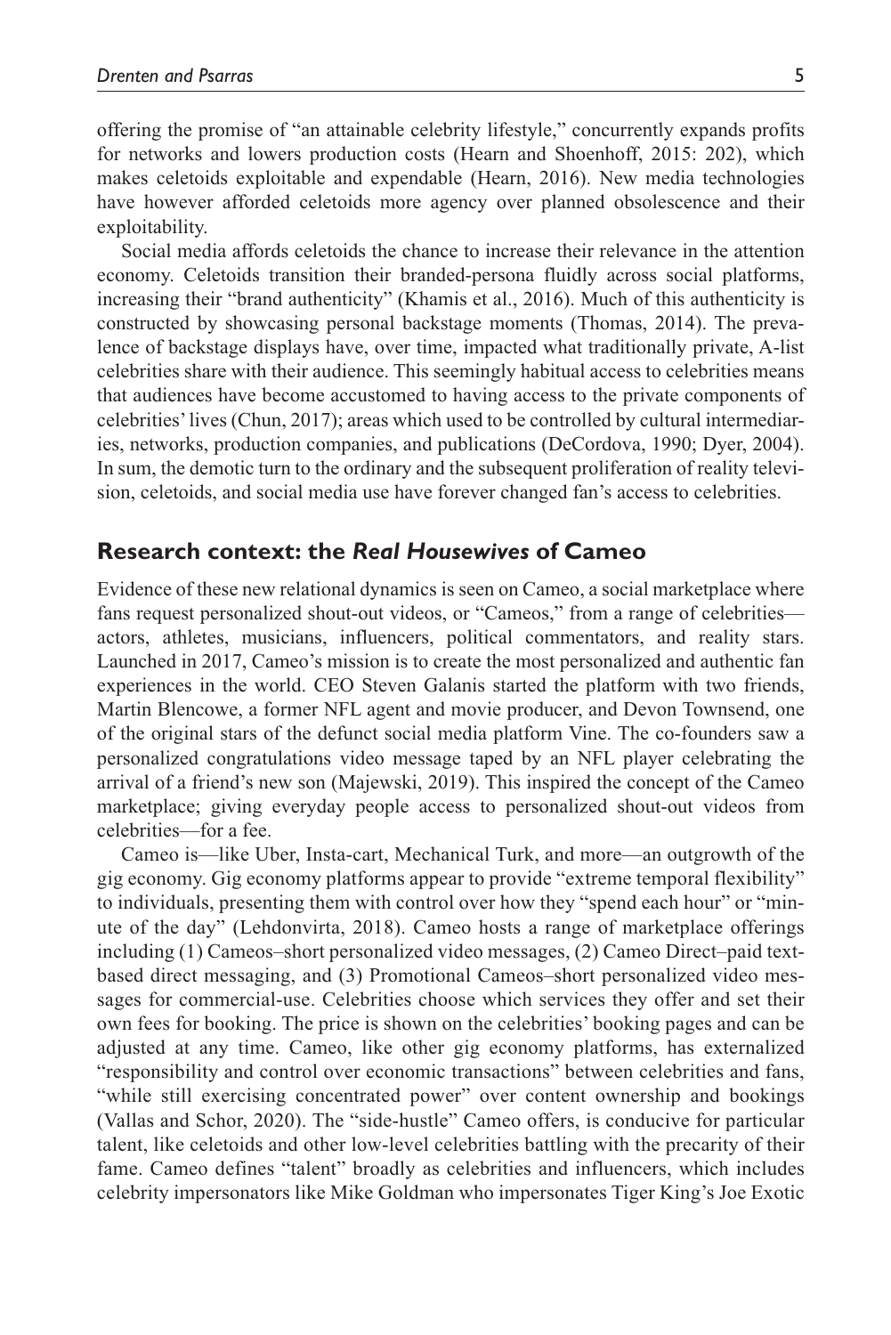offering the promise of "an attainable celebrity lifestyle," concurrently expands profits for networks and lowers production costs (Hearn and Shoenhoff, 2015: 202), which makes celetoids exploitable and expendable (Hearn, 2016). New media technologies have however afforded celetoids more agency over planned obsolescence and their exploitability.

Social media affords celetoids the chance to increase their relevance in the attention economy. Celetoids transition their branded-persona fluidly across social platforms, increasing their "brand authenticity" (Khamis et al., 2016). Much of this authenticity is constructed by showcasing personal backstage moments (Thomas, 2014). The prevalence of backstage displays have, over time, impacted what traditionally private, A-list celebrities share with their audience. This seemingly habitual access to celebrities means that audiences have become accustomed to having access to the private components of celebrities' lives (Chun, 2017); areas which used to be controlled by cultural intermediaries, networks, production companies, and publications (DeCordova, 1990; Dyer, 2004). In sum, the demotic turn to the ordinary and the subsequent proliferation of reality television, celetoids, and social media use have forever changed fan's access to celebrities.

## Research context: the *Real Housewives* of Cameo

Evidence of these new relational dynamics is seen on Cameo, a social marketplace where fans request personalized shout-out videos, or "Cameos," from a range of celebrities—actors, athletes, musicians, influencers, political commentators, and reality stars. Launched in 2017, Cameo's mission is to create the most personalized and authentic fan experiences in the world. CEO Steven Galanis started the platform with two friends, Martin Blencowe, a former NFL agent and movie producer, and Devon Townsend, one of the original stars of the defunct social media platform Vine. The co-founders saw a personalized congratulations video message taped by an NFL player celebrating the arrival of a friend's new son (Majewski, 2019). This inspired the concept of the Cameo marketplace; giving everyday people access to personalized shout-out videos from celebrities—for a fee.

Cameo is—like Uber, Insta-cart, Mechanical Turk, and more—an outgrowth of the gig economy. Gig economy platforms appear to provide "extreme temporal flexibility" to individuals, presenting them with control over how they "spend each hour" or "minute of the day" (Lehdonvirta, 2018). Cameo hosts a range of marketplace offerings including (1) Cameos–short personalized video messages, (2) Cameo Direct–paid text-based direct messaging, and (3) Promotional Cameos–short personalized video messages for commercial-use. Celebrities choose which services they offer and set their own fees for booking. The price is shown on the celebrities' booking pages and can be adjusted at any time. Cameo, like other gig economy platforms, has externalized "responsibility and control over economic transactions" between celebrities and fans, "while still exercising concentrated power" over content ownership and bookings (Vallas and Schor, 2020). The "side-hustle" Cameo offers, is conducive for particular talent, like celetoids and other low-level celebrities battling with the precarity of their fame. Cameo defines "talent" broadly as celebrities and influencers, which includes celebrity impersonators like Mike Goldman who impersonates Tiger King's Joe Exotic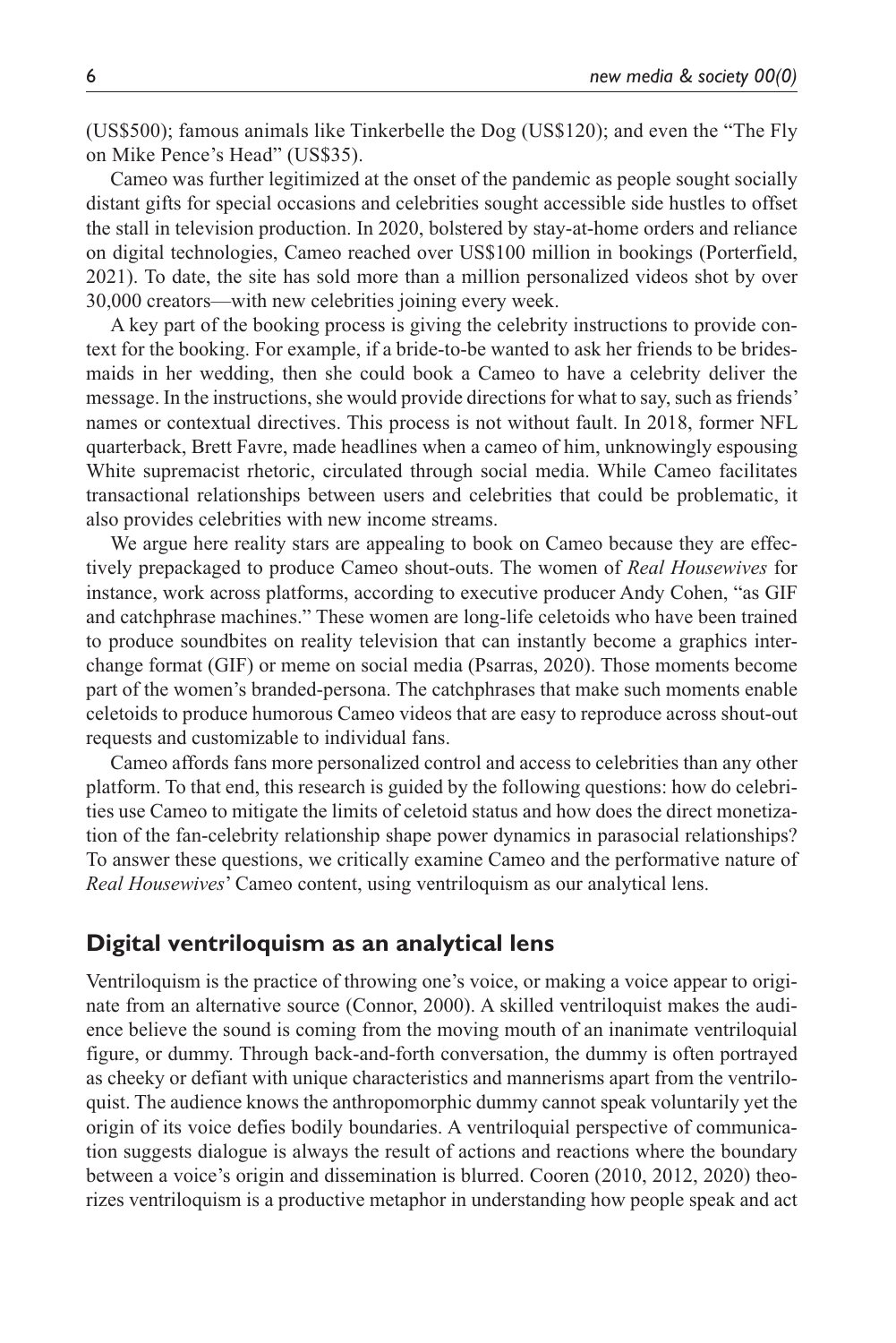(US$500); famous animals like Tinkerbelle the Dog (US$120); and even the "The Fly on Mike Pence's Head" (US$35).

Cameo was further legitimized at the onset of the pandemic as people sought socially distant gifts for special occasions and celebrities sought accessible side hustles to offset the stall in television production. In 2020, bolstered by stay-at-home orders and reliance on digital technologies, Cameo reached over US$100 million in bookings (Porterfield, 2021). To date, the site has sold more than a million personalized videos shot by over 30,000 creators—with new celebrities joining every week.

A key part of the booking process is giving the celebrity instructions to provide context for the booking. For example, if a bride-to-be wanted to ask her friends to be bridesmaids in her wedding, then she could book a Cameo to have a celebrity deliver the message. In the instructions, she would provide directions for what to say, such as friends' names or contextual directives. This process is not without fault. In 2018, former NFL quarterback, Brett Favre, made headlines when a cameo of him, unknowingly espousing White supremacist rhetoric, circulated through social media. While Cameo facilitates transactional relationships between users and celebrities that could be problematic, it also provides celebrities with new income streams.

We argue here reality stars are appealing to book on Cameo because they are effectively prepackaged to produce Cameo shout-outs. The women of *Real Housewives* for instance, work across platforms, according to executive producer Andy Cohen, "as GIF and catchphrase machines." These women are long-life celetoids who have been trained to produce soundbites on reality television that can instantly become a graphics interchange format (GIF) or meme on social media (Psarras, 2020). Those moments become part of the women's branded-persona. The catchphrases that make such moments enable celetoids to produce humorous Cameo videos that are easy to reproduce across shout-out requests and customizable to individual fans.

Cameo affords fans more personalized control and access to celebrities than any other platform. To that end, this research is guided by the following questions: how do celebrities use Cameo to mitigate the limits of celetoid status and how does the direct monetization of the fan-celebrity relationship shape power dynamics in parasocial relationships? To answer these questions, we critically examine Cameo and the performative nature of *Real Housewives*' Cameo content, using ventriloquism as our analytical lens.

## Digital ventriloquism as an analytical lens

Ventriloquism is the practice of throwing one's voice, or making a voice appear to originate from an alternative source (Connor, 2000). A skilled ventriloquist makes the audience believe the sound is coming from the moving mouth of an inanimate ventriloquial figure, or dummy. Through back-and-forth conversation, the dummy is often portrayed as cheeky or defiant with unique characteristics and mannerisms apart from the ventriloquist. The audience knows the anthropomorphic dummy cannot speak voluntarily yet the origin of its voice defies bodily boundaries. A ventriloquial perspective of communication suggests dialogue is always the result of actions and reactions where the boundary between a voice's origin and dissemination is blurred. Cooren (2010, 2012, 2020) theorizes ventriloquism is a productive metaphor in understanding how people speak and act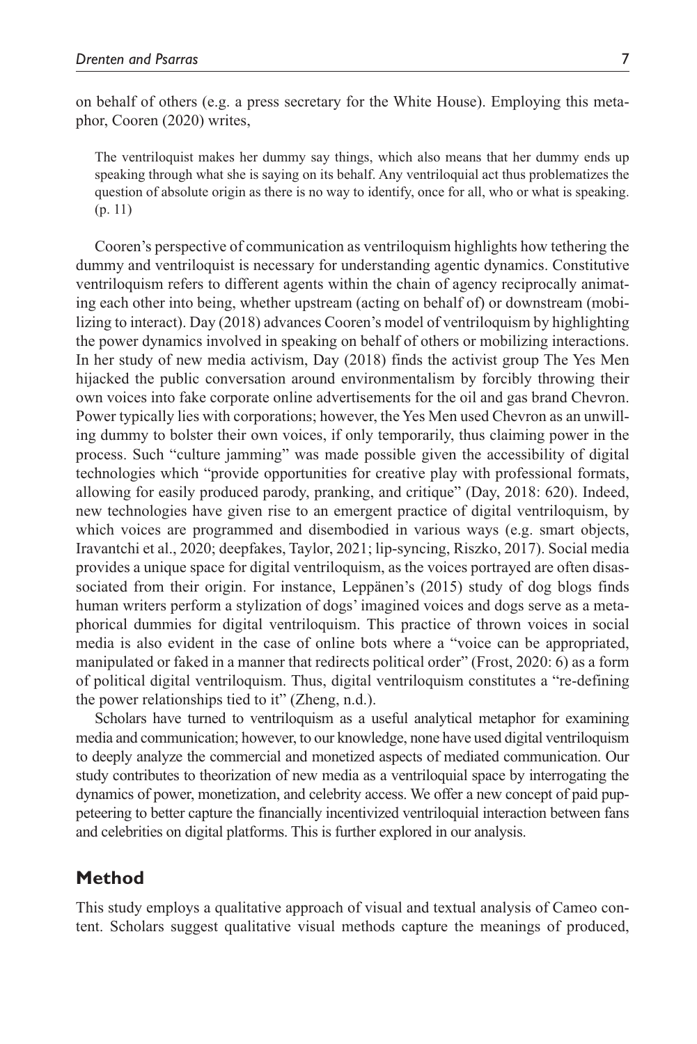on behalf of others (e.g. a press secretary for the White House). Employing this metaphor, Cooren (2020) writes,

> The ventriloquist makes her dummy say things, which also means that her dummy ends up speaking through what she is saying on its behalf. Any ventriloquial act thus problematizes the question of absolute origin as there is no way to identify, once for all, who or what is speaking. (p. 11)

Cooren's perspective of communication as ventriloquism highlights how tethering the dummy and ventriloquist is necessary for understanding agentic dynamics. Constitutive ventriloquism refers to different agents within the chain of agency reciprocally animating each other into being, whether upstream (acting on behalf of) or downstream (mobilizing to interact). Day (2018) advances Cooren's model of ventriloquism by highlighting the power dynamics involved in speaking on behalf of others or mobilizing interactions. In her study of new media activism, Day (2018) finds the activist group The Yes Men hijacked the public conversation around environmentalism by forcibly throwing their own voices into fake corporate online advertisements for the oil and gas brand Chevron. Power typically lies with corporations; however, the Yes Men used Chevron as an unwilling dummy to bolster their own voices, if only temporarily, thus claiming power in the process. Such "culture jamming" was made possible given the accessibility of digital technologies which "provide opportunities for creative play with professional formats, allowing for easily produced parody, pranking, and critique" (Day, 2018: 620). Indeed, new technologies have given rise to an emergent practice of digital ventriloquism, by which voices are programmed and disembodied in various ways (e.g. smart objects, Iravantchi et al., 2020; deepfakes, Taylor, 2021; lip-syncing, Riszko, 2017). Social media provides a unique space for digital ventriloquism, as the voices portrayed are often disassociated from their origin. For instance, Leppänen's (2015) study of dog blogs finds human writers perform a stylization of dogs' imagined voices and dogs serve as a metaphorical dummies for digital ventriloquism. This practice of thrown voices in social media is also evident in the case of online bots where a "voice can be appropriated, manipulated or faked in a manner that redirects political order" (Frost, 2020: 6) as a form of political digital ventriloquism. Thus, digital ventriloquism constitutes a "re-defining the power relationships tied to it" (Zheng, n.d.).

Scholars have turned to ventriloquism as a useful analytical metaphor for examining media and communication; however, to our knowledge, none have used digital ventriloquism to deeply analyze the commercial and monetized aspects of mediated communication. Our study contributes to theorization of new media as a ventriloquial space by interrogating the dynamics of power, monetization, and celebrity access. We offer a new concept of paid puppeteering to better capture the financially incentivized ventriloquial interaction between fans and celebrities on digital platforms. This is further explored in our analysis.

## Method

This study employs a qualitative approach of visual and textual analysis of Cameo content. Scholars suggest qualitative visual methods capture the meanings of produced,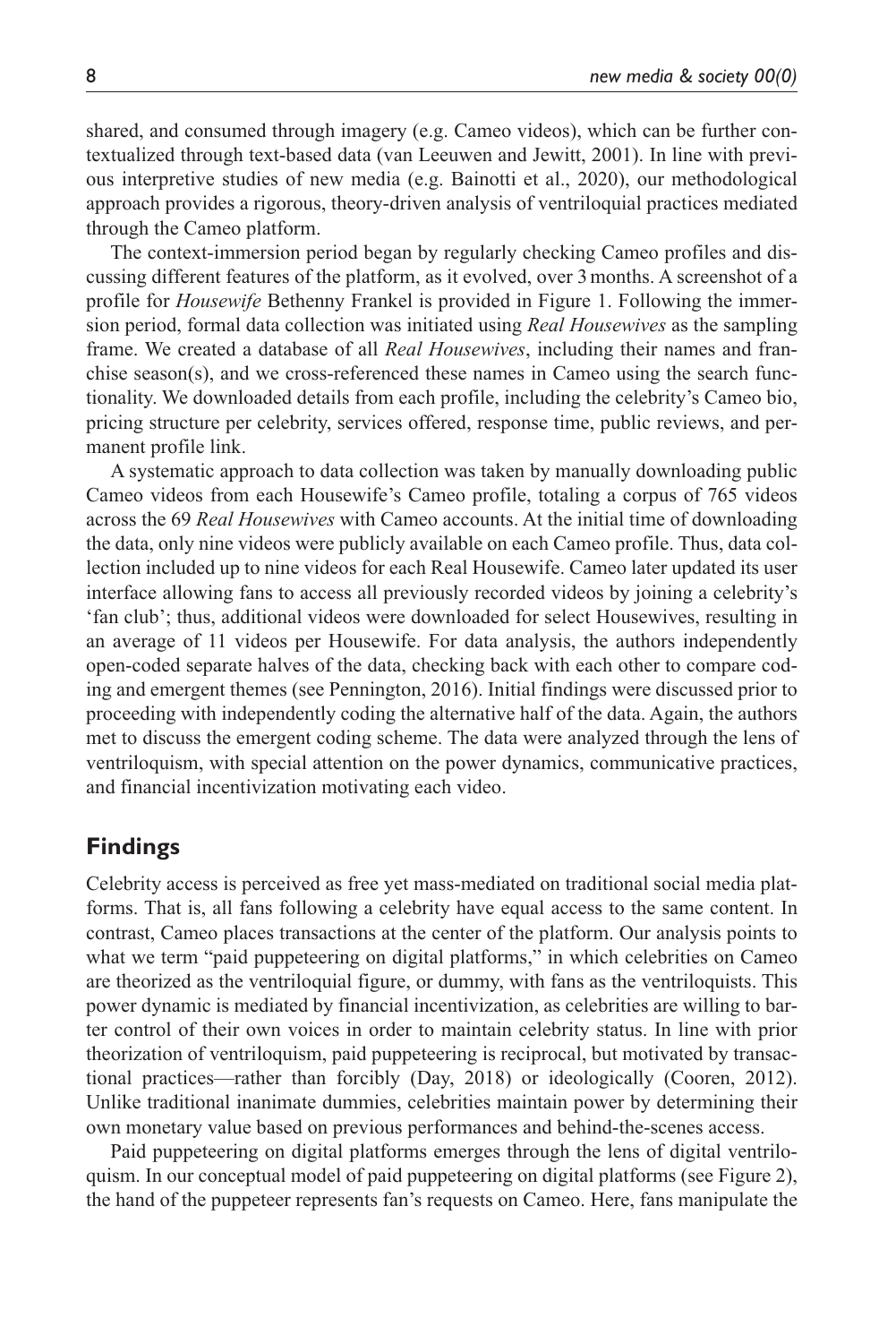shared, and consumed through imagery (e.g. Cameo videos), which can be further contextualized through text-based data (van Leeuwen and Jewitt, 2001). In line with previous interpretive studies of new media (e.g. Bainotti et al., 2020), our methodological approach provides a rigorous, theory-driven analysis of ventriloquial practices mediated through the Cameo platform.

The context-immersion period began by regularly checking Cameo profiles and discussing different features of the platform, as it evolved, over 3 months. A screenshot of a profile for *Housewife* Bethenny Frankel is provided in Figure 1. Following the immersion period, formal data collection was initiated using *Real Housewives* as the sampling frame. We created a database of all *Real Housewives*, including their names and franchise season(s), and we cross-referenced these names in Cameo using the search functionality. We downloaded details from each profile, including the celebrity's Cameo bio, pricing structure per celebrity, services offered, response time, public reviews, and permanent profile link.

A systematic approach to data collection was taken by manually downloading public Cameo videos from each Housewife's Cameo profile, totaling a corpus of 765 videos across the 69 *Real Housewives* with Cameo accounts. At the initial time of downloading the data, only nine videos were publicly available on each Cameo profile. Thus, data collection included up to nine videos for each Real Housewife. Cameo later updated its user interface allowing fans to access all previously recorded videos by joining a celebrity's 'fan club'; thus, additional videos were downloaded for select Housewives, resulting in an average of 11 videos per Housewife. For data analysis, the authors independently open-coded separate halves of the data, checking back with each other to compare coding and emergent themes (see Pennington, 2016). Initial findings were discussed prior to proceeding with independently coding the alternative half of the data. Again, the authors met to discuss the emergent coding scheme. The data were analyzed through the lens of ventriloquism, with special attention on the power dynamics, communicative practices, and financial incentivization motivating each video.

## Findings

Celebrity access is perceived as free yet mass-mediated on traditional social media platforms. That is, all fans following a celebrity have equal access to the same content. In contrast, Cameo places transactions at the center of the platform. Our analysis points to what we term "paid puppeteering on digital platforms," in which celebrities on Cameo are theorized as the ventriloquial figure, or dummy, with fans as the ventriloquists. This power dynamic is mediated by financial incentivization, as celebrities are willing to barter control of their own voices in order to maintain celebrity status. In line with prior theorization of ventriloquism, paid puppeteering is reciprocal, but motivated by transactional practices—rather than forcibly (Day, 2018) or ideologically (Cooren, 2012). Unlike traditional inanimate dummies, celebrities maintain power by determining their own monetary value based on previous performances and behind-the-scenes access.

Paid puppeteering on digital platforms emerges through the lens of digital ventriloquism. In our conceptual model of paid puppeteering on digital platforms (see Figure 2), the hand of the puppeteer represents fan's requests on Cameo. Here, fans manipulate the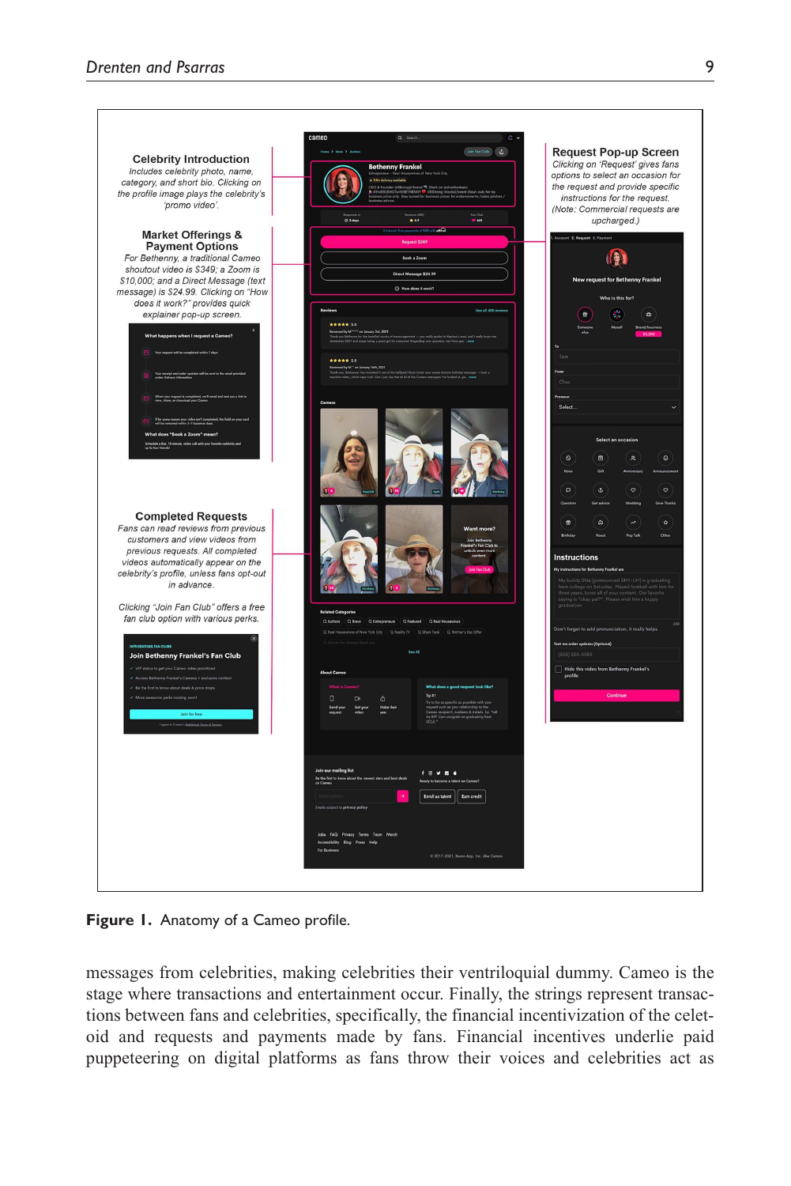**Celebrity Introduction**
*Includes celebrity photo, name, category, and short bio. Clicking on the profile image plays the celebrity's 'promo video'.*

**Market Offerings & Payment Options**
*For Bethenny, a traditional Cameo shoutout video is $349; a Zoom is $10,000; and a Direct Message (text message) is $24.99. Clicking on "How does it work?" provides quick explainer pop-up screen.*

**Completed Requests**
*Fans can read reviews from previous customers and view videos from previous requests. All completed videos automatically appear on the celebrity's profile, unless fans opt-out in advance.*

*Clicking "Join Fan Club" offers a free fan club option with various perks.*

**Request Pop-up Screen**
*Clicking on 'Request' gives fans options to select an occasion for the request and provide specific instructions for the request. (Note: Commercial requests are upcharged.)*

**Figure 1.** Anatomy of a Cameo profile.

messages from celebrities, making celebrities their ventriloquial dummy. Cameo is the stage where transactions and entertainment occur. Finally, the strings represent transactions between fans and celebrities, specifically, the financial incentivization of the celetoid and requests and payments made by fans. Financial incentives underlie paid puppeteering on digital platforms as fans throw their voices and celebrities act as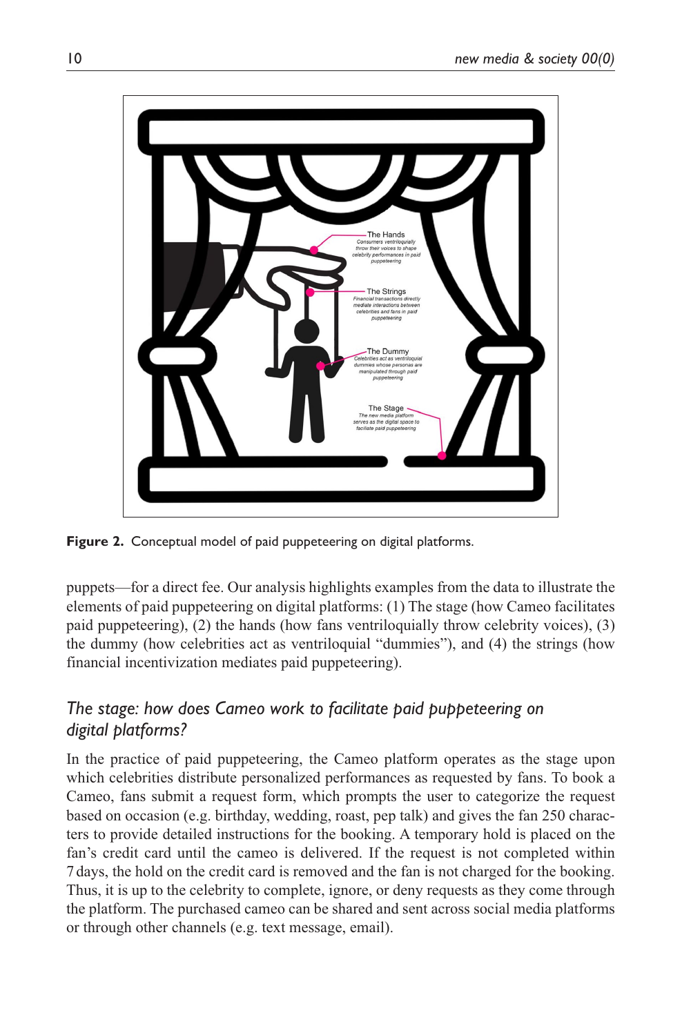**Figure 2.** Conceptual model of paid puppeteering on digital platforms.

puppets—for a direct fee. Our analysis highlights examples from the data to illustrate the elements of paid puppeteering on digital platforms: (1) The stage (how Cameo facilitates paid puppeteering), (2) the hands (how fans ventriloquially throw celebrity voices), (3) the dummy (how celebrities act as ventriloquial "dummies"), and (4) the strings (how financial incentivization mediates paid puppeteering).

## *The stage: how does Cameo work to facilitate paid puppeteering on digital platforms?*

In the practice of paid puppeteering, the Cameo platform operates as the stage upon which celebrities distribute personalized performances as requested by fans. To book a Cameo, fans submit a request form, which prompts the user to categorize the request based on occasion (e.g. birthday, wedding, roast, pep talk) and gives the fan 250 characters to provide detailed instructions for the booking. A temporary hold is placed on the fan's credit card until the cameo is delivered. If the request is not completed within 7 days, the hold on the credit card is removed and the fan is not charged for the booking. Thus, it is up to the celebrity to complete, ignore, or deny requests as they come through the platform. The purchased cameo can be shared and sent across social media platforms or through other channels (e.g. text message, email).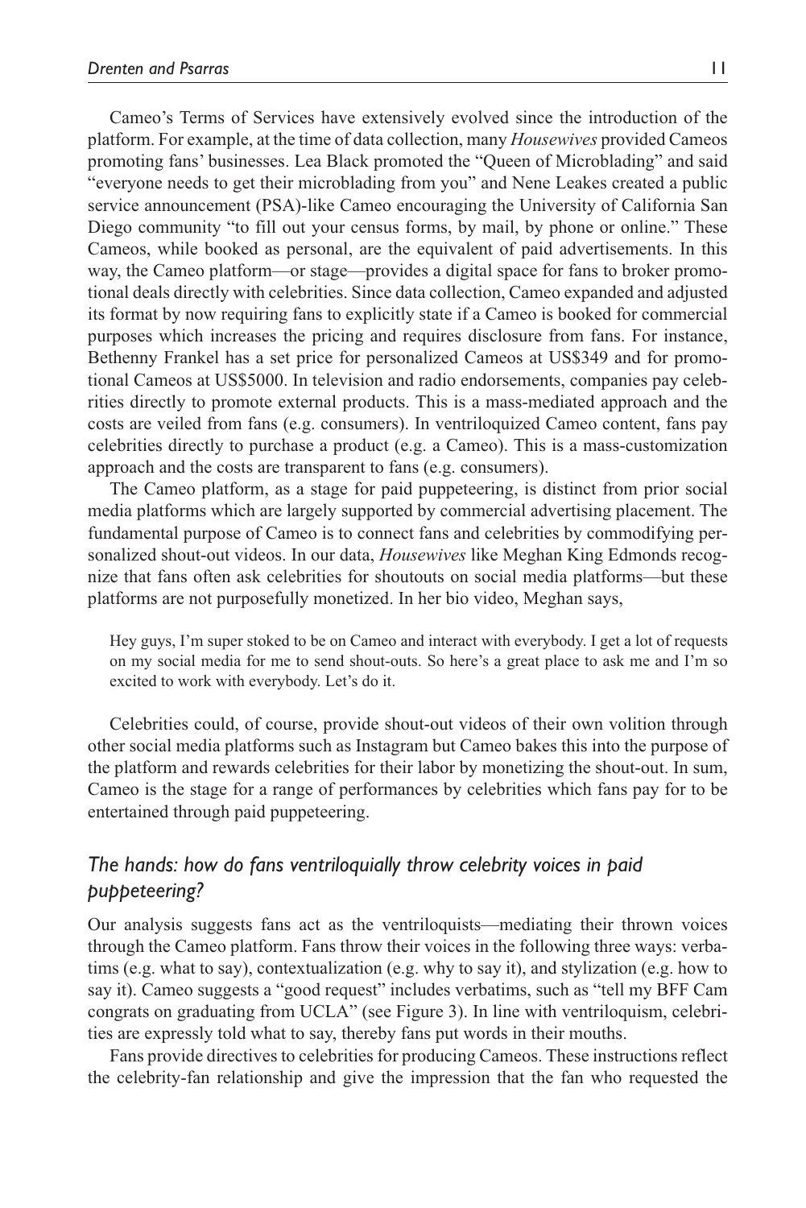Cameo's Terms of Services have extensively evolved since the introduction of the platform. For example, at the time of data collection, many *Housewives* provided Cameos promoting fans' businesses. Lea Black promoted the "Queen of Microblading" and said "everyone needs to get their microblading from you" and Nene Leakes created a public service announcement (PSA)-like Cameo encouraging the University of California San Diego community "to fill out your census forms, by mail, by phone or online." These Cameos, while booked as personal, are the equivalent of paid advertisements. In this way, the Cameo platform—or stage—provides a digital space for fans to broker promotional deals directly with celebrities. Since data collection, Cameo expanded and adjusted its format by now requiring fans to explicitly state if a Cameo is booked for commercial purposes which increases the pricing and requires disclosure from fans. For instance, Bethenny Frankel has a set price for personalized Cameos at US$349 and for promotional Cameos at US$5000. In television and radio endorsements, companies pay celebrities directly to promote external products. This is a mass-mediated approach and the costs are veiled from fans (e.g. consumers). In ventriloquized Cameo content, fans pay celebrities directly to purchase a product (e.g. a Cameo). This is a mass-customization approach and the costs are transparent to fans (e.g. consumers).

The Cameo platform, as a stage for paid puppeteering, is distinct from prior social media platforms which are largely supported by commercial advertising placement. The fundamental purpose of Cameo is to connect fans and celebrities by commodifying personalized shout-out videos. In our data, *Housewives* like Meghan King Edmonds recognize that fans often ask celebrities for shoutouts on social media platforms—but these platforms are not purposefully monetized. In her bio video, Meghan says,

> Hey guys, I'm super stoked to be on Cameo and interact with everybody. I get a lot of requests on my social media for me to send shout-outs. So here's a great place to ask me and I'm so excited to work with everybody. Let's do it.

Celebrities could, of course, provide shout-out videos of their own volition through other social media platforms such as Instagram but Cameo bakes this into the purpose of the platform and rewards celebrities for their labor by monetizing the shout-out. In sum, Cameo is the stage for a range of performances by celebrities which fans pay for to be entertained through paid puppeteering.

### *The hands: how do fans ventriloquially throw celebrity voices in paid puppeteering?*

Our analysis suggests fans act as the ventriloquists—mediating their thrown voices through the Cameo platform. Fans throw their voices in the following three ways: verbatims (e.g. what to say), contextualization (e.g. why to say it), and stylization (e.g. how to say it). Cameo suggests a "good request" includes verbatims, such as "tell my BFF Cam congrats on graduating from UCLA" (see Figure 3). In line with ventriloquism, celebrities are expressly told what to say, thereby fans put words in their mouths.

Fans provide directives to celebrities for producing Cameos. These instructions reflect the celebrity-fan relationship and give the impression that the fan who requested the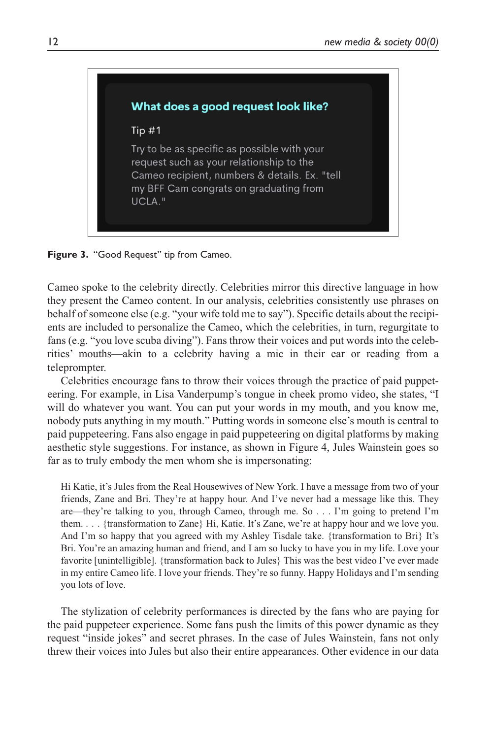What does a good request look like?

Tip #1

Try to be as specific as possible with your request such as your relationship to the Cameo recipient, numbers & details. Ex. "tell my BFF Cam congrats on graduating from UCLA."

**Figure 3.** "Good Request" tip from Cameo.

Cameo spoke to the celebrity directly. Celebrities mirror this directive language in how they present the Cameo content. In our analysis, celebrities consistently use phrases on behalf of someone else (e.g. "your wife told me to say"). Specific details about the recipients are included to personalize the Cameo, which the celebrities, in turn, regurgitate to fans (e.g. "you love scuba diving"). Fans throw their voices and put words into the celebrities' mouths—akin to a celebrity having a mic in their ear or reading from a teleprompter.

Celebrities encourage fans to throw their voices through the practice of paid puppeteering. For example, in Lisa Vanderpump's tongue in cheek promo video, she states, "I will do whatever you want. You can put your words in my mouth, and you know me, nobody puts anything in my mouth." Putting words in someone else's mouth is central to paid puppeteering. Fans also engage in paid puppeteering on digital platforms by making aesthetic style suggestions. For instance, as shown in Figure 4, Jules Wainstein goes so far as to truly embody the men whom she is impersonating:

> Hi Katie, it's Jules from the Real Housewives of New York. I have a message from two of your friends, Zane and Bri. They're at happy hour. And I've never had a message like this. They are—they're talking to you, through Cameo, through me. So . . . I'm going to pretend I'm them. . . . {transformation to Zane} Hi, Katie. It's Zane, we're at happy hour and we love you. And I'm so happy that you agreed with my Ashley Tisdale take. {transformation to Bri} It's Bri. You're an amazing human and friend, and I am so lucky to have you in my life. Love your favorite [unintelligible]. {transformation back to Jules} This was the best video I've ever made in my entire Cameo life. I love your friends. They're so funny. Happy Holidays and I'm sending you lots of love.

The stylization of celebrity performances is directed by the fans who are paying for the paid puppeteer experience. Some fans push the limits of this power dynamic as they request "inside jokes" and secret phrases. In the case of Jules Wainstein, fans not only threw their voices into Jules but also their entire appearances. Other evidence in our data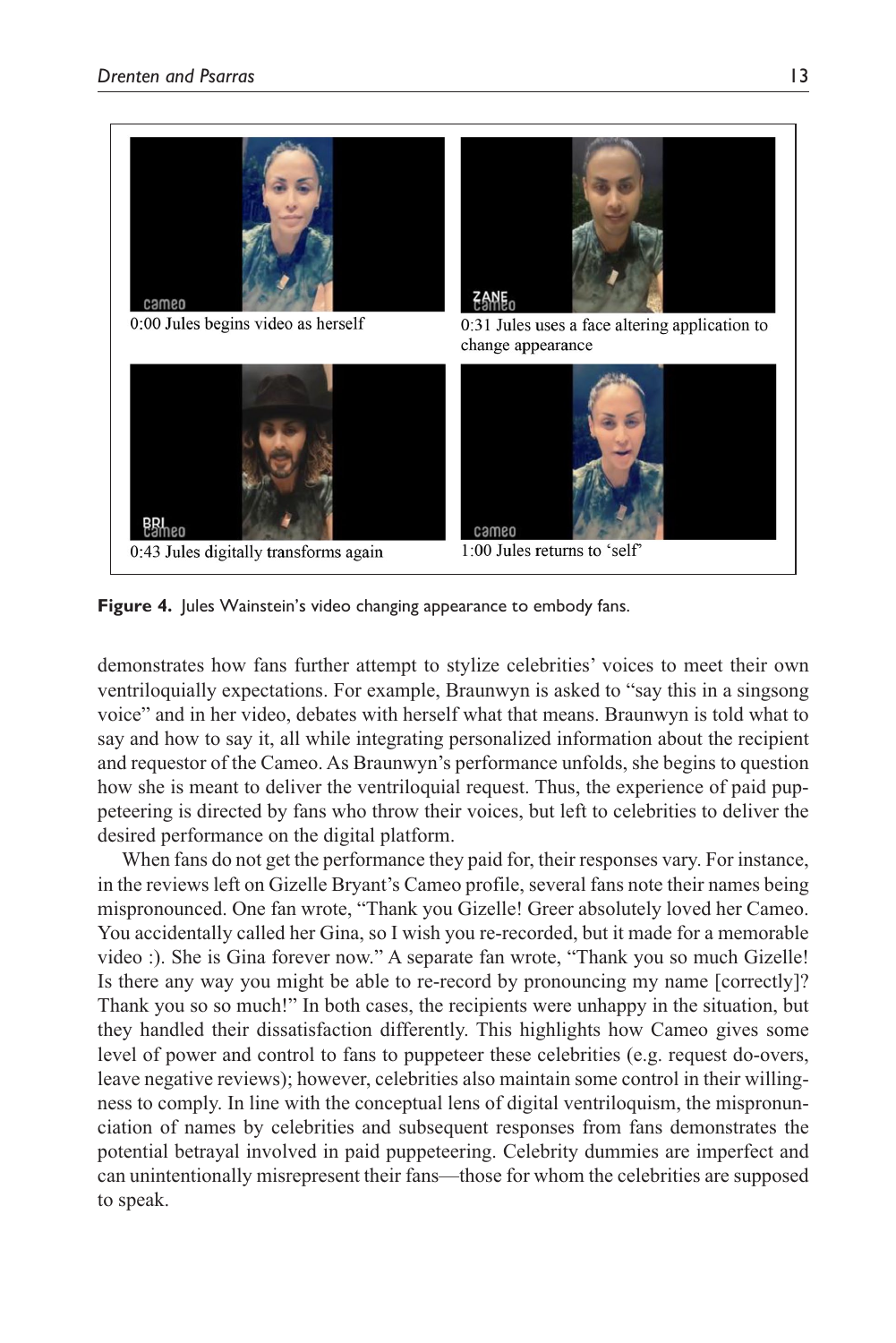0:00 Jules begins video as herself

0:31 Jules uses a face altering application to change appearance

0:43 Jules digitally transforms again

1:00 Jules returns to 'self'

**Figure 4.** Jules Wainstein's video changing appearance to embody fans.

demonstrates how fans further attempt to stylize celebrities' voices to meet their own ventriloquially expectations. For example, Braunwyn is asked to "say this in a singsong voice" and in her video, debates with herself what that means. Braunwyn is told what to say and how to say it, all while integrating personalized information about the recipient and requestor of the Cameo. As Braunwyn's performance unfolds, she begins to question how she is meant to deliver the ventriloquial request. Thus, the experience of paid puppeteering is directed by fans who throw their voices, but left to celebrities to deliver the desired performance on the digital platform.

When fans do not get the performance they paid for, their responses vary. For instance, in the reviews left on Gizelle Bryant's Cameo profile, several fans note their names being mispronounced. One fan wrote, "Thank you Gizelle! Greer absolutely loved her Cameo. You accidentally called her Gina, so I wish you re-recorded, but it made for a memorable video :). She is Gina forever now." A separate fan wrote, "Thank you so much Gizelle! Is there any way you might be able to re-record by pronouncing my name [correctly]? Thank you so so much!" In both cases, the recipients were unhappy in the situation, but they handled their dissatisfaction differently. This highlights how Cameo gives some level of power and control to fans to puppeteer these celebrities (e.g. request do-overs, leave negative reviews); however, celebrities also maintain some control in their willingness to comply. In line with the conceptual lens of digital ventriloquism, the mispronunciation of names by celebrities and subsequent responses from fans demonstrates the potential betrayal involved in paid puppeteering. Celebrity dummies are imperfect and can unintentionally misrepresent their fans—those for whom the celebrities are supposed to speak.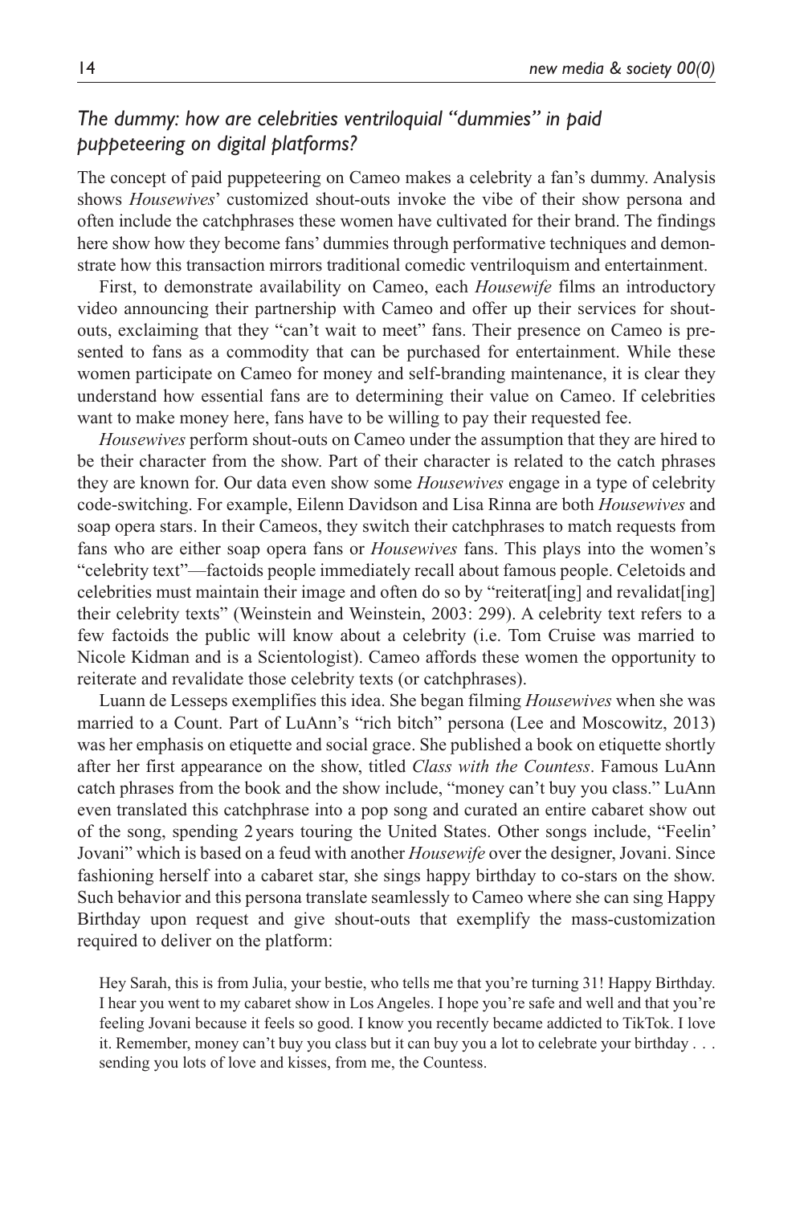### *The dummy: how are celebrities ventriloquial "dummies" in paid puppeteering on digital platforms?*

The concept of paid puppeteering on Cameo makes a celebrity a fan's dummy. Analysis shows *Housewives*' customized shout-outs invoke the vibe of their show persona and often include the catchphrases these women have cultivated for their brand. The findings here show how they become fans' dummies through performative techniques and demonstrate how this transaction mirrors traditional comedic ventriloquism and entertainment.

First, to demonstrate availability on Cameo, each *Housewife* films an introductory video announcing their partnership with Cameo and offer up their services for shout-outs, exclaiming that they "can't wait to meet" fans. Their presence on Cameo is presented to fans as a commodity that can be purchased for entertainment. While these women participate on Cameo for money and self-branding maintenance, it is clear they understand how essential fans are to determining their value on Cameo. If celebrities want to make money here, fans have to be willing to pay their requested fee.

*Housewives* perform shout-outs on Cameo under the assumption that they are hired to be their character from the show. Part of their character is related to the catch phrases they are known for. Our data even show some *Housewives* engage in a type of celebrity code-switching. For example, Eilenn Davidson and Lisa Rinna are both *Housewives* and soap opera stars. In their Cameos, they switch their catchphrases to match requests from fans who are either soap opera fans or *Housewives* fans. This plays into the women's "celebrity text"—factoids people immediately recall about famous people. Celetoids and celebrities must maintain their image and often do so by "reiterat[ing] and revalidat[ing] their celebrity texts" (Weinstein and Weinstein, 2003: 299). A celebrity text refers to a few factoids the public will know about a celebrity (i.e. Tom Cruise was married to Nicole Kidman and is a Scientologist). Cameo affords these women the opportunity to reiterate and revalidate those celebrity texts (or catchphrases).

Luann de Lesseps exemplifies this idea. She began filming *Housewives* when she was married to a Count. Part of LuAnn's "rich bitch" persona (Lee and Moscowitz, 2013) was her emphasis on etiquette and social grace. She published a book on etiquette shortly after her first appearance on the show, titled *Class with the Countess*. Famous LuAnn catch phrases from the book and the show include, "money can't buy you class." LuAnn even translated this catchphrase into a pop song and curated an entire cabaret show out of the song, spending 2 years touring the United States. Other songs include, "Feelin' Jovani" which is based on a feud with another *Housewife* over the designer, Jovani. Since fashioning herself into a cabaret star, she sings happy birthday to co-stars on the show. Such behavior and this persona translate seamlessly to Cameo where she can sing Happy Birthday upon request and give shout-outs that exemplify the mass-customization required to deliver on the platform:

> Hey Sarah, this is from Julia, your bestie, who tells me that you're turning 31! Happy Birthday. I hear you went to my cabaret show in Los Angeles. I hope you're safe and well and that you're feeling Jovani because it feels so good. I know you recently became addicted to TikTok. I love it. Remember, money can't buy you class but it can buy you a lot to celebrate your birthday . . . sending you lots of love and kisses, from me, the Countess.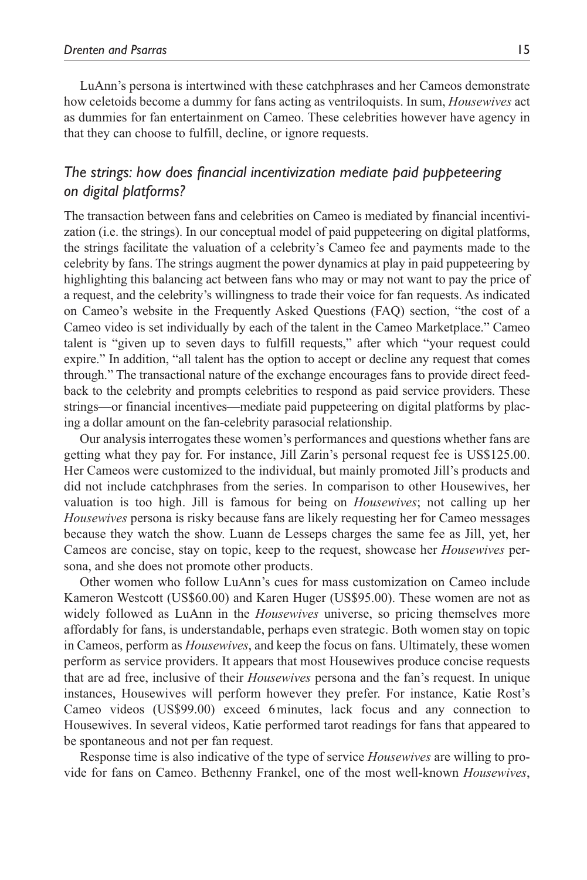LuAnn's persona is intertwined with these catchphrases and her Cameos demonstrate how celetoids become a dummy for fans acting as ventriloquists. In sum, *Housewives* act as dummies for fan entertainment on Cameo. These celebrities however have agency in that they can choose to fulfill, decline, or ignore requests.

### *The strings: how does financial incentivization mediate paid puppeteering on digital platforms?*

The transaction between fans and celebrities on Cameo is mediated by financial incentivization (i.e. the strings). In our conceptual model of paid puppeteering on digital platforms, the strings facilitate the valuation of a celebrity's Cameo fee and payments made to the celebrity by fans. The strings augment the power dynamics at play in paid puppeteering by highlighting this balancing act between fans who may or may not want to pay the price of a request, and the celebrity's willingness to trade their voice for fan requests. As indicated on Cameo's website in the Frequently Asked Questions (FAQ) section, "the cost of a Cameo video is set individually by each of the talent in the Cameo Marketplace." Cameo talent is "given up to seven days to fulfill requests," after which "your request could expire." In addition, "all talent has the option to accept or decline any request that comes through." The transactional nature of the exchange encourages fans to provide direct feedback to the celebrity and prompts celebrities to respond as paid service providers. These strings—or financial incentives—mediate paid puppeteering on digital platforms by placing a dollar amount on the fan-celebrity parasocial relationship.

Our analysis interrogates these women's performances and questions whether fans are getting what they pay for. For instance, Jill Zarin's personal request fee is US$125.00. Her Cameos were customized to the individual, but mainly promoted Jill's products and did not include catchphrases from the series. In comparison to other Housewives, her valuation is too high. Jill is famous for being on *Housewives*; not calling up her *Housewives* persona is risky because fans are likely requesting her for Cameo messages because they watch the show. Luann de Lesseps charges the same fee as Jill, yet, her Cameos are concise, stay on topic, keep to the request, showcase her *Housewives* persona, and she does not promote other products.

Other women who follow LuAnn's cues for mass customization on Cameo include Kameron Westcott (US$60.00) and Karen Huger (US$95.00). These women are not as widely followed as LuAnn in the *Housewives* universe, so pricing themselves more affordably for fans, is understandable, perhaps even strategic. Both women stay on topic in Cameos, perform as *Housewives*, and keep the focus on fans. Ultimately, these women perform as service providers. It appears that most Housewives produce concise requests that are ad free, inclusive of their *Housewives* persona and the fan's request. In unique instances, Housewives will perform however they prefer. For instance, Katie Rost's Cameo videos (US$99.00) exceed 6 minutes, lack focus and any connection to Housewives. In several videos, Katie performed tarot readings for fans that appeared to be spontaneous and not per fan request.

Response time is also indicative of the type of service *Housewives* are willing to provide for fans on Cameo. Bethenny Frankel, one of the most well-known *Housewives*,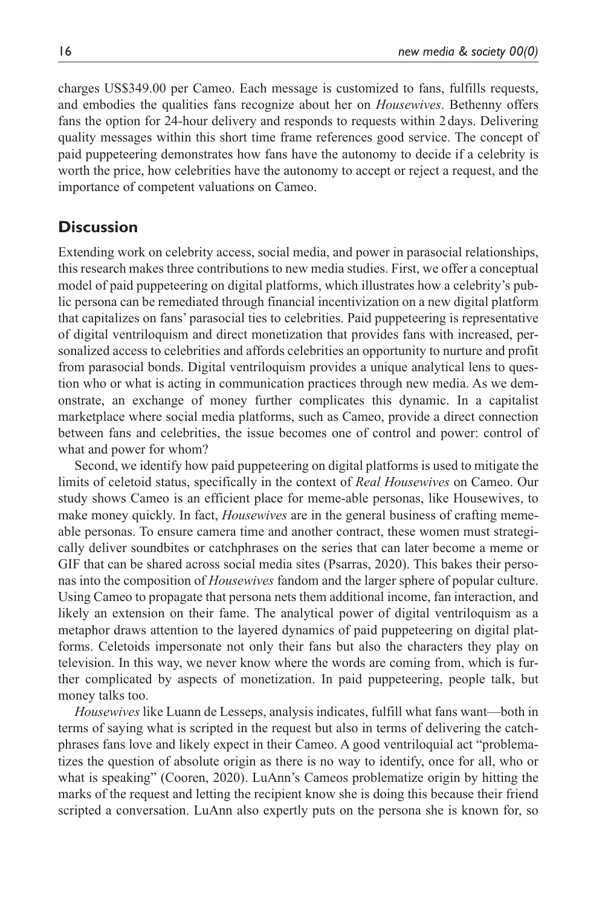charges US$349.00 per Cameo. Each message is customized to fans, fulfills requests, and embodies the qualities fans recognize about her on *Housewives*. Bethenny offers fans the option for 24-hour delivery and responds to requests within 2 days. Delivering quality messages within this short time frame references good service. The concept of paid puppeteering demonstrates how fans have the autonomy to decide if a celebrity is worth the price, how celebrities have the autonomy to accept or reject a request, and the importance of competent valuations on Cameo.

## Discussion

Extending work on celebrity access, social media, and power in parasocial relationships, this research makes three contributions to new media studies. First, we offer a conceptual model of paid puppeteering on digital platforms, which illustrates how a celebrity's public persona can be remediated through financial incentivization on a new digital platform that capitalizes on fans' parasocial ties to celebrities. Paid puppeteering is representative of digital ventriloquism and direct monetization that provides fans with increased, personalized access to celebrities and affords celebrities an opportunity to nurture and profit from parasocial bonds. Digital ventriloquism provides a unique analytical lens to question who or what is acting in communication practices through new media. As we demonstrate, an exchange of money further complicates this dynamic. In a capitalist marketplace where social media platforms, such as Cameo, provide a direct connection between fans and celebrities, the issue becomes one of control and power: control of what and power for whom?

Second, we identify how paid puppeteering on digital platforms is used to mitigate the limits of celetoid status, specifically in the context of *Real Housewives* on Cameo. Our study shows Cameo is an efficient place for meme-able personas, like Housewives, to make money quickly. In fact, *Housewives* are in the general business of crafting meme-able personas. To ensure camera time and another contract, these women must strategically deliver soundbites or catchphrases on the series that can later become a meme or GIF that can be shared across social media sites (Psarras, 2020). This bakes their personas into the composition of *Housewives* fandom and the larger sphere of popular culture. Using Cameo to propagate that persona nets them additional income, fan interaction, and likely an extension on their fame. The analytical power of digital ventriloquism as a metaphor draws attention to the layered dynamics of paid puppeteering on digital platforms. Celetoids impersonate not only their fans but also the characters they play on television. In this way, we never know where the words are coming from, which is further complicated by aspects of monetization. In paid puppeteering, people talk, but money talks too.

*Housewives* like Luann de Lesseps, analysis indicates, fulfill what fans want—both in terms of saying what is scripted in the request but also in terms of delivering the catchphrases fans love and likely expect in their Cameo. A good ventriloquial act "problematizes the question of absolute origin as there is no way to identify, once for all, who or what is speaking" (Cooren, 2020). LuAnn's Cameos problematize origin by hitting the marks of the request and letting the recipient know she is doing this because their friend scripted a conversation. LuAnn also expertly puts on the persona she is known for, so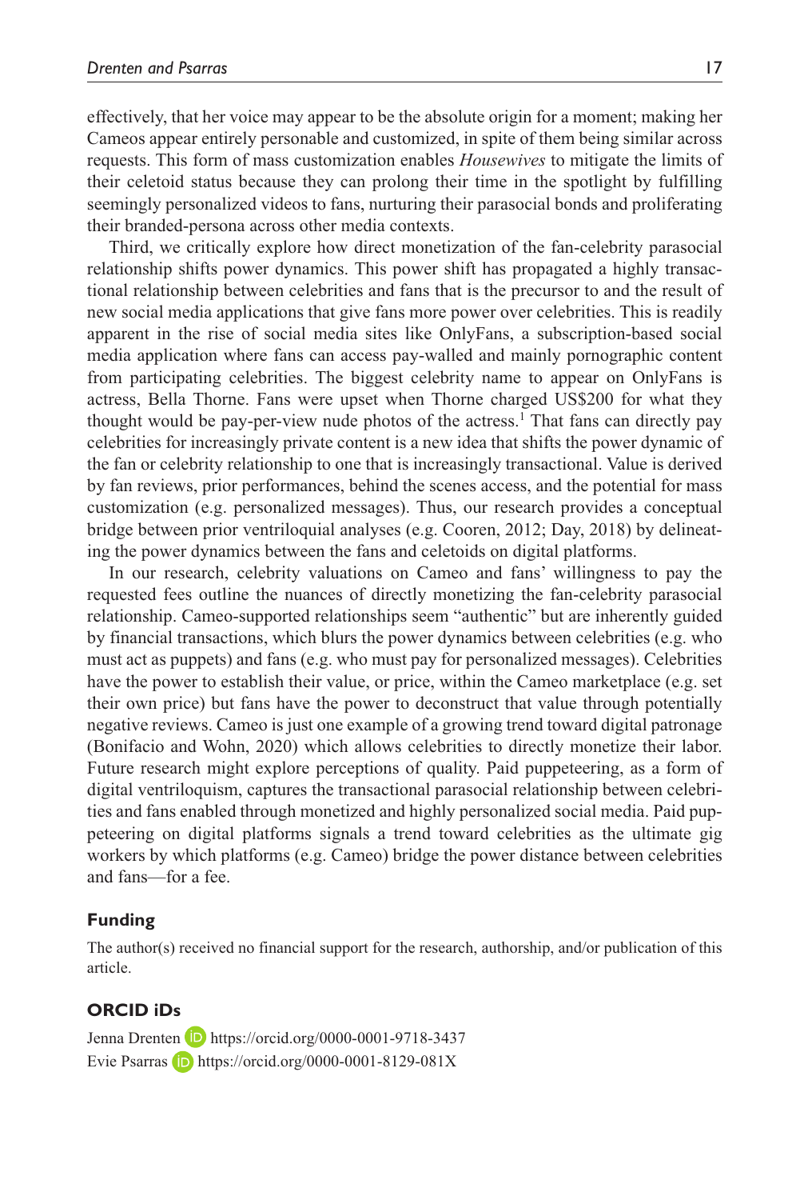effectively, that her voice may appear to be the absolute origin for a moment; making her Cameos appear entirely personable and customized, in spite of them being similar across requests. This form of mass customization enables *Housewives* to mitigate the limits of their celetoid status because they can prolong their time in the spotlight by fulfilling seemingly personalized videos to fans, nurturing their parasocial bonds and proliferating their branded-persona across other media contexts.

Third, we critically explore how direct monetization of the fan-celebrity parasocial relationship shifts power dynamics. This power shift has propagated a highly transactional relationship between celebrities and fans that is the precursor to and the result of new social media applications that give fans more power over celebrities. This is readily apparent in the rise of social media sites like OnlyFans, a subscription-based social media application where fans can access pay-walled and mainly pornographic content from participating celebrities. The biggest celebrity name to appear on OnlyFans is actress, Bella Thorne. Fans were upset when Thorne charged US$200 for what they thought would be pay-per-view nude photos of the actress.[1] That fans can directly pay celebrities for increasingly private content is a new idea that shifts the power dynamic of the fan or celebrity relationship to one that is increasingly transactional. Value is derived by fan reviews, prior performances, behind the scenes access, and the potential for mass customization (e.g. personalized messages). Thus, our research provides a conceptual bridge between prior ventriloquial analyses (e.g. Cooren, 2012; Day, 2018) by delineating the power dynamics between the fans and celetoids on digital platforms.

In our research, celebrity valuations on Cameo and fans' willingness to pay the requested fees outline the nuances of directly monetizing the fan-celebrity parasocial relationship. Cameo-supported relationships seem "authentic" but are inherently guided by financial transactions, which blurs the power dynamics between celebrities (e.g. who must act as puppets) and fans (e.g. who must pay for personalized messages). Celebrities have the power to establish their value, or price, within the Cameo marketplace (e.g. set their own price) but fans have the power to deconstruct that value through potentially negative reviews. Cameo is just one example of a growing trend toward digital patronage (Bonifacio and Wohn, 2020) which allows celebrities to directly monetize their labor. Future research might explore perceptions of quality. Paid puppeteering, as a form of digital ventriloquism, captures the transactional parasocial relationship between celebrities and fans enabled through monetized and highly personalized social media. Paid puppeteering on digital platforms signals a trend toward celebrities as the ultimate gig workers by which platforms (e.g. Cameo) bridge the power distance between celebrities and fans—for a fee.

## Funding

The author(s) received no financial support for the research, authorship, and/or publication of this article.

## ORCID iDs

Jenna Drenten https://orcid.org/0000-0001-9718-3437
Evie Psarras https://orcid.org/0000-0001-8129-081X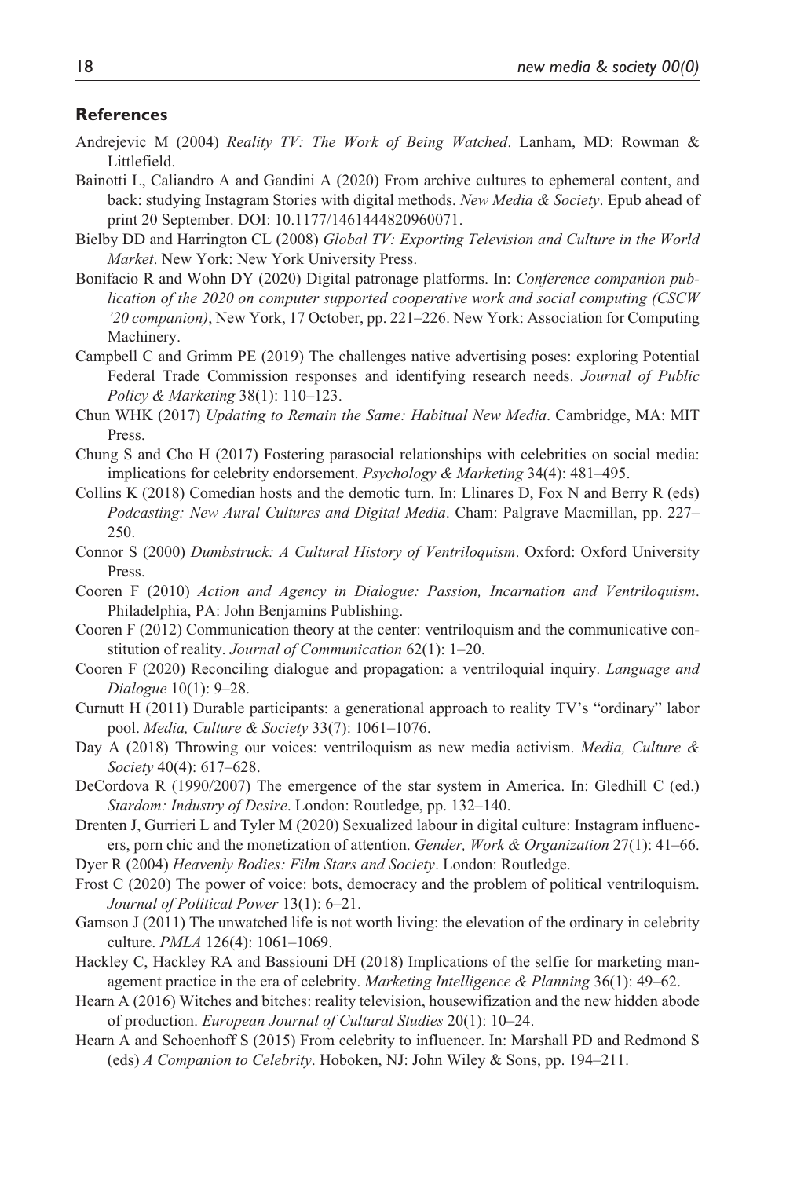## References

Andrejevic M (2004) *Reality TV: The Work of Being Watched*. Lanham, MD: Rowman & Littlefield.

Bainotti L, Caliandro A and Gandini A (2020) From archive cultures to ephemeral content, and back: studying Instagram Stories with digital methods. *New Media & Society*. Epub ahead of print 20 September. DOI: 10.1177/1461444820960071.

Bielby DD and Harrington CL (2008) *Global TV: Exporting Television and Culture in the World Market*. New York: New York University Press.

Bonifacio R and Wohn DY (2020) Digital patronage platforms. In: *Conference companion publication of the 2020 on computer supported cooperative work and social computing (CSCW '20 companion)*, New York, 17 October, pp. 221–226. New York: Association for Computing Machinery.

Campbell C and Grimm PE (2019) The challenges native advertising poses: exploring Potential Federal Trade Commission responses and identifying research needs. *Journal of Public Policy & Marketing* 38(1): 110–123.

Chun WHK (2017) *Updating to Remain the Same: Habitual New Media*. Cambridge, MA: MIT Press.

Chung S and Cho H (2017) Fostering parasocial relationships with celebrities on social media: implications for celebrity endorsement. *Psychology & Marketing* 34(4): 481–495.

Collins K (2018) Comedian hosts and the demotic turn. In: Llinares D, Fox N and Berry R (eds) *Podcasting: New Aural Cultures and Digital Media*. Cham: Palgrave Macmillan, pp. 227–250.

Connor S (2000) *Dumbstruck: A Cultural History of Ventriloquism*. Oxford: Oxford University Press.

Cooren F (2010) *Action and Agency in Dialogue: Passion, Incarnation and Ventriloquism*. Philadelphia, PA: John Benjamins Publishing.

Cooren F (2012) Communication theory at the center: ventriloquism and the communicative constitution of reality. *Journal of Communication* 62(1): 1–20.

Cooren F (2020) Reconciling dialogue and propagation: a ventriloquial inquiry. *Language and Dialogue* 10(1): 9–28.

Curnutt H (2011) Durable participants: a generational approach to reality TV's "ordinary" labor pool. *Media, Culture & Society* 33(7): 1061–1076.

Day A (2018) Throwing our voices: ventriloquism as new media activism. *Media, Culture & Society* 40(4): 617–628.

DeCordova R (1990/2007) The emergence of the star system in America. In: Gledhill C (ed.) *Stardom: Industry of Desire*. London: Routledge, pp. 132–140.

Drenten J, Gurrieri L and Tyler M (2020) Sexualized labour in digital culture: Instagram influencers, porn chic and the monetization of attention. *Gender, Work & Organization* 27(1): 41–66.

Dyer R (2004) *Heavenly Bodies: Film Stars and Society*. London: Routledge.

Frost C (2020) The power of voice: bots, democracy and the problem of political ventriloquism. *Journal of Political Power* 13(1): 6–21.

Gamson J (2011) The unwatched life is not worth living: the elevation of the ordinary in celebrity culture. *PMLA* 126(4): 1061–1069.

Hackley C, Hackley RA and Bassiouni DH (2018) Implications of the selfie for marketing management practice in the era of celebrity. *Marketing Intelligence & Planning* 36(1): 49–62.

Hearn A (2016) Witches and bitches: reality television, housewifization and the new hidden abode of production. *European Journal of Cultural Studies* 20(1): 10–24.

Hearn A and Schoenhoff S (2015) From celebrity to influencer. In: Marshall PD and Redmond S (eds) *A Companion to Celebrity*. Hoboken, NJ: John Wiley & Sons, pp. 194–211.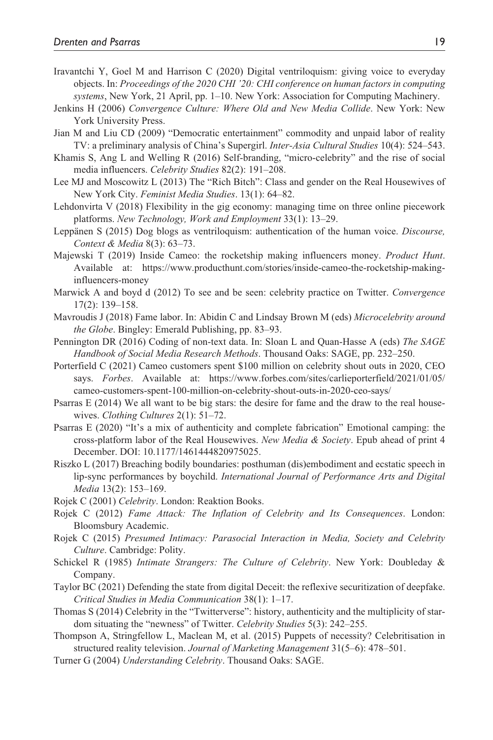Iravantchi Y, Goel M and Harrison C (2020) Digital ventriloquism: giving voice to everyday objects. In: *Proceedings of the 2020 CHI '20: CHI conference on human factors in computing systems*, New York, 21 April, pp. 1–10. New York: Association for Computing Machinery.

Jenkins H (2006) *Convergence Culture: Where Old and New Media Collide*. New York: New York University Press.

Jian M and Liu CD (2009) "Democratic entertainment" commodity and unpaid labor of reality TV: a preliminary analysis of China's Supergirl. *Inter-Asia Cultural Studies* 10(4): 524–543.

Khamis S, Ang L and Welling R (2016) Self-branding, "micro-celebrity" and the rise of social media influencers. *Celebrity Studies* 82(2): 191–208.

Lee MJ and Moscowitz L (2013) The "Rich Bitch": Class and gender on the Real Housewives of New York City. *Feminist Media Studies*. 13(1): 64–82.

Lehdonvirta V (2018) Flexibility in the gig economy: managing time on three online piecework platforms. *New Technology, Work and Employment* 33(1): 13–29.

Leppänen S (2015) Dog blogs as ventriloquism: authentication of the human voice. *Discourse, Context & Media* 8(3): 63–73.

Majewski T (2019) Inside Cameo: the rocketship making influencers money. *Product Hunt*. Available at: https://www.producthunt.com/stories/inside-cameo-the-rocketship-making-influencers-money

Marwick A and boyd d (2012) To see and be seen: celebrity practice on Twitter. *Convergence* 17(2): 139–158.

Mavroudis J (2018) Fame labor. In: Abidin C and Lindsay Brown M (eds) *Microcelebrity around the Globe*. Bingley: Emerald Publishing, pp. 83–93.

Pennington DR (2016) Coding of non-text data. In: Sloan L and Quan-Hasse A (eds) *The SAGE Handbook of Social Media Research Methods*. Thousand Oaks: SAGE, pp. 232–250.

Porterfield C (2021) Cameo customers spent $100 million on celebrity shout outs in 2020, CEO says. *Forbes*. Available at: https://www.forbes.com/sites/carlieporterfield/2021/01/05/cameo-customers-spent-100-million-on-celebrity-shout-outs-in-2020-ceo-says/

Psarras E (2014) We all want to be big stars: the desire for fame and the draw to the real housewives. *Clothing Cultures* 2(1): 51–72.

Psarras E (2020) "It's a mix of authenticity and complete fabrication" Emotional camping: the cross-platform labor of the Real Housewives. *New Media & Society*. Epub ahead of print 4 December. DOI: 10.1177/1461444820975025.

Riszko L (2017) Breaching bodily boundaries: posthuman (dis)embodiment and ecstatic speech in lip-sync performances by boychild. *International Journal of Performance Arts and Digital Media* 13(2): 153–169.

Rojek C (2001) *Celebrity*. London: Reaktion Books.

Rojek C (2012) *Fame Attack: The Inflation of Celebrity and Its Consequences*. London: Bloomsbury Academic.

Rojek C (2015) *Presumed Intimacy: Parasocial Interaction in Media, Society and Celebrity Culture*. Cambridge: Polity.

Schickel R (1985) *Intimate Strangers: The Culture of Celebrity*. New York: Doubleday & Company.

Taylor BC (2021) Defending the state from digital Deceit: the reflexive securitization of deepfake. *Critical Studies in Media Communication* 38(1): 1–17.

Thomas S (2014) Celebrity in the "Twitterverse": history, authenticity and the multiplicity of stardom situating the "newness" of Twitter. *Celebrity Studies* 5(3): 242–255.

Thompson A, Stringfellow L, Maclean M, et al. (2015) Puppets of necessity? Celebritisation in structured reality television. *Journal of Marketing Management* 31(5–6): 478–501.

Turner G (2004) *Understanding Celebrity*. Thousand Oaks: SAGE.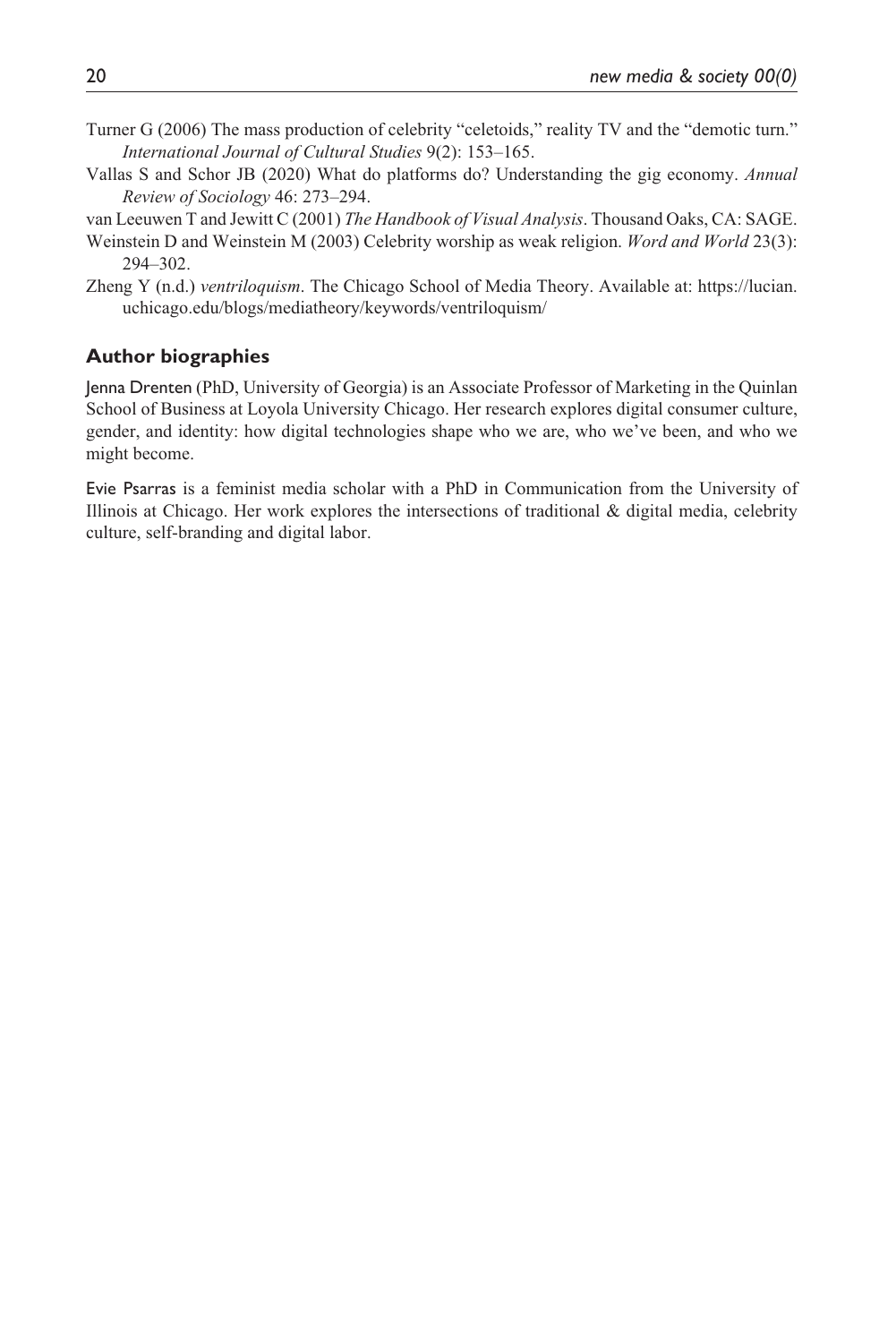Turner G (2006) The mass production of celebrity "celetoids," reality TV and the "demotic turn." *International Journal of Cultural Studies* 9(2): 153–165.

Vallas S and Schor JB (2020) What do platforms do? Understanding the gig economy. *Annual Review of Sociology* 46: 273–294.

van Leeuwen T and Jewitt C (2001) *The Handbook of Visual Analysis*. Thousand Oaks, CA: SAGE.

Weinstein D and Weinstein M (2003) Celebrity worship as weak religion. *Word and World* 23(3): 294–302.

Zheng Y (n.d.) *ventriloquism*. The Chicago School of Media Theory. Available at: https://lucian.uchicago.edu/blogs/mediatheory/keywords/ventriloquism/

## Author biographies

Jenna Drenten (PhD, University of Georgia) is an Associate Professor of Marketing in the Quinlan School of Business at Loyola University Chicago. Her research explores digital consumer culture, gender, and identity: how digital technologies shape who we are, who we've been, and who we might become.

Evie Psarras is a feminist media scholar with a PhD in Communication from the University of Illinois at Chicago. Her work explores the intersections of traditional & digital media, celebrity culture, self-branding and digital labor.